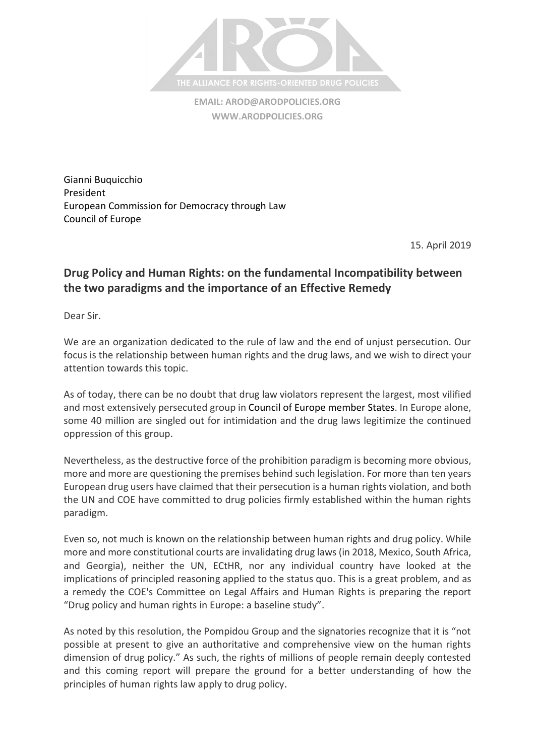THE ALLIANCE FOR RIGHTS-ORIENTED DRUG POLICIES

**EMAIL: AROD@ARODPOLICIES.ORG**
**WWW.ARODPOLICIES.ORG**

Gianni Buquicchio
President
European Commission for Democracy through Law
Council of Europe

15. April 2019

## Drug Policy and Human Rights: on the fundamental Incompatibility between the two paradigms and the importance of an Effective Remedy

Dear Sir.

We are an organization dedicated to the rule of law and the end of unjust persecution. Our focus is the relationship between human rights and the drug laws, and we wish to direct your attention towards this topic.

As of today, there can be no doubt that drug law violators represent the largest, most vilified and most extensively persecuted group in Council of Europe member States. In Europe alone, some 40 million are singled out for intimidation and the drug laws legitimize the continued oppression of this group.

Nevertheless, as the destructive force of the prohibition paradigm is becoming more obvious, more and more are questioning the premises behind such legislation. For more than ten years European drug users have claimed that their persecution is a human rights violation, and both the UN and COE have committed to drug policies firmly established within the human rights paradigm.

Even so, not much is known on the relationship between human rights and drug policy. While more and more constitutional courts are invalidating drug laws (in 2018, Mexico, South Africa, and Georgia), neither the UN, ECtHR, nor any individual country have looked at the implications of principled reasoning applied to the status quo. This is a great problem, and as a remedy the COE's Committee on Legal Affairs and Human Rights is preparing the report "Drug policy and human rights in Europe: a baseline study".

As noted by this resolution, the Pompidou Group and the signatories recognize that it is "not possible at present to give an authoritative and comprehensive view on the human rights dimension of drug policy." As such, the rights of millions of people remain deeply contested and this coming report will prepare the ground for a better understanding of how the principles of human rights law apply to drug policy.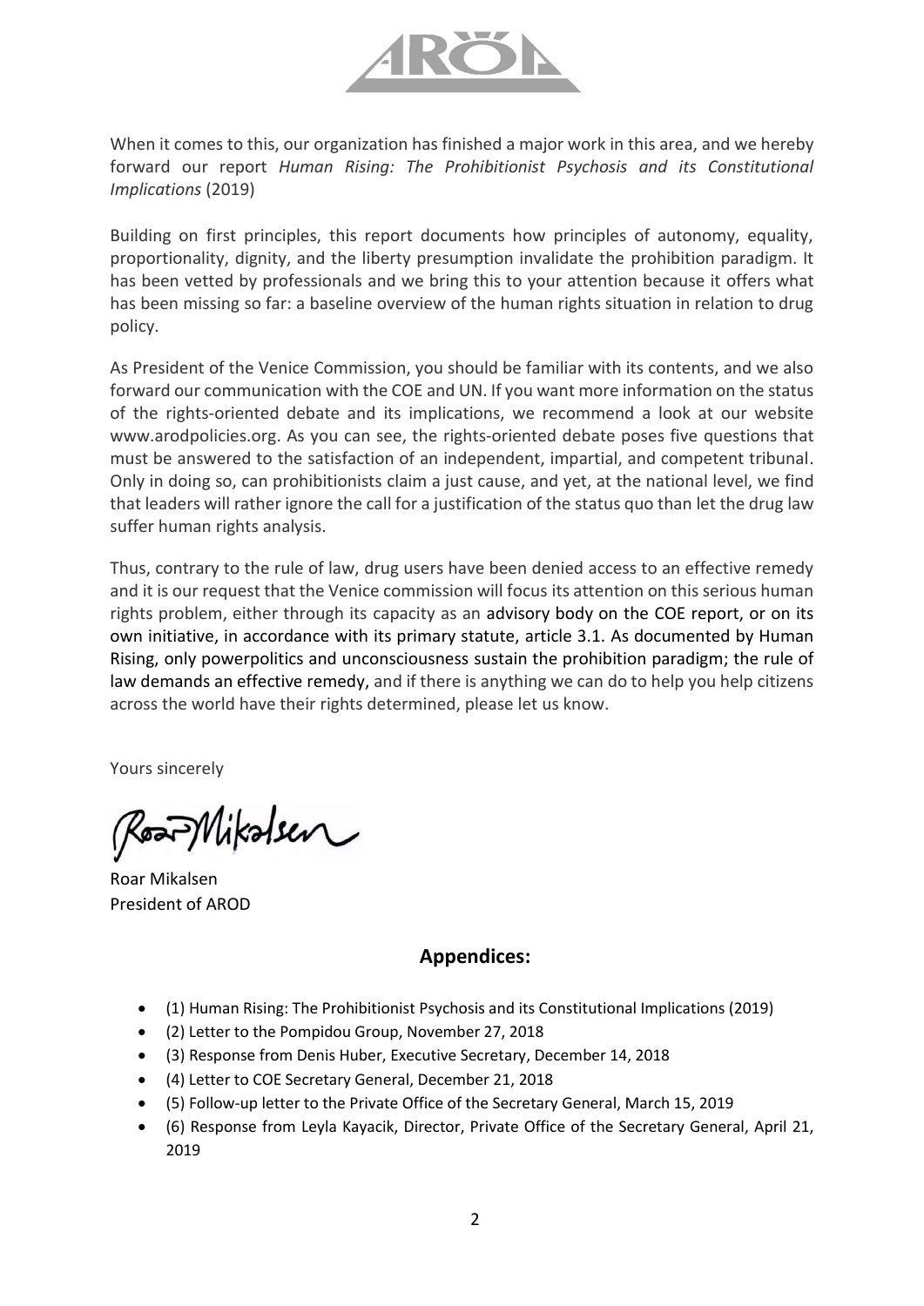When it comes to this, our organization has finished a major work in this area, and we hereby forward our report *Human Rising: The Prohibitionist Psychosis and its Constitutional Implications* (2019)

Building on first principles, this report documents how principles of autonomy, equality, proportionality, dignity, and the liberty presumption invalidate the prohibition paradigm. It has been vetted by professionals and we bring this to your attention because it offers what has been missing so far: a baseline overview of the human rights situation in relation to drug policy.

As President of the Venice Commission, you should be familiar with its contents, and we also forward our communication with the COE and UN. If you want more information on the status of the rights-oriented debate and its implications, we recommend a look at our website www.arodpolicies.org. As you can see, the rights-oriented debate poses five questions that must be answered to the satisfaction of an independent, impartial, and competent tribunal. Only in doing so, can prohibitionists claim a just cause, and yet, at the national level, we find that leaders will rather ignore the call for a justification of the status quo than let the drug law suffer human rights analysis.

Thus, contrary to the rule of law, drug users have been denied access to an effective remedy and it is our request that the Venice commission will focus its attention on this serious human rights problem, either through its capacity as an advisory body on the COE report, or on its own initiative, in accordance with its primary statute, article 3.1. As documented by Human Rising, only powerpolitics and unconsciousness sustain the prohibition paradigm; the rule of law demands an effective remedy, and if there is anything we can do to help you help citizens across the world have their rights determined, please let us know.

Yours sincerely

Roar Mikalsen
President of AROD

## Appendices:

- (1) Human Rising: The Prohibitionist Psychosis and its Constitutional Implications (2019)
- (2) Letter to the Pompidou Group, November 27, 2018
- (3) Response from Denis Huber, Executive Secretary, December 14, 2018
- (4) Letter to COE Secretary General, December 21, 2018
- (5) Follow-up letter to the Private Office of the Secretary General, March 15, 2019
- (6) Response from Leyla Kayacik, Director, Private Office of the Secretary General, April 21, 2019